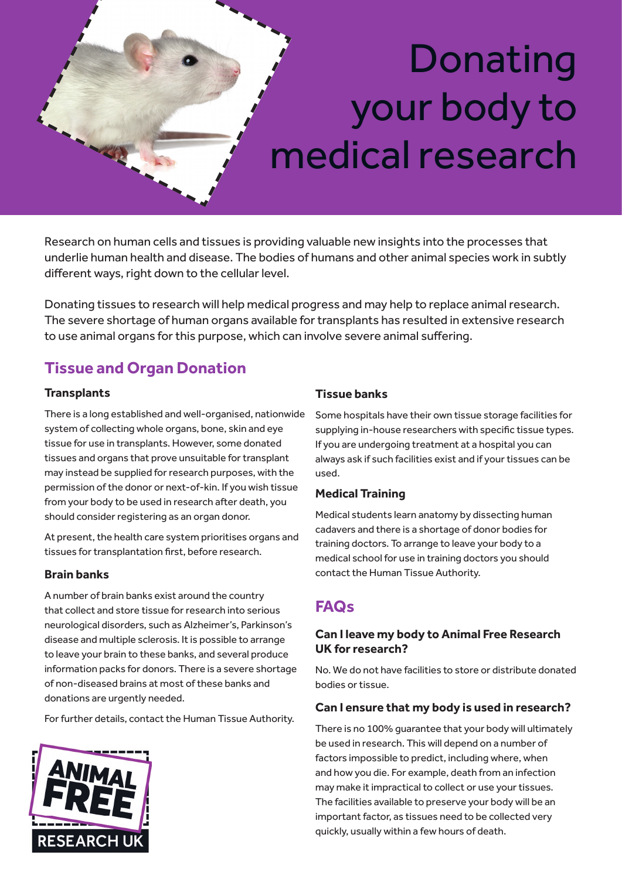# Donating your body to medical research

Research on human cells and tissues is providing valuable new insights into the processes that underlie human health and disease. The bodies of humans and other animal species work in subtly different ways, right down to the cellular level.

Donating tissues to research will help medical progress and may help to replace animal research. The severe shortage of human organs available for transplants has resulted in extensive research to use animal organs for this purpose, which can involve severe animal suffering.

## Tissue and Organ Donation

### Transplants

There is a long established and well-organised, nationwide system of collecting whole organs, bone, skin and eye tissue for use in transplants. However, some donated tissues and organs that prove unsuitable for transplant may instead be supplied for research purposes, with the permission of the donor or next-of-kin. If you wish tissue from your body to be used in research after death, you should consider registering as an organ donor.

At present, the health care system prioritises organs and tissues for transplantation first, before research.

### Brain banks

A number of brain banks exist around the country that collect and store tissue for research into serious neurological disorders, such as Alzheimer's, Parkinson's disease and multiple sclerosis. It is possible to arrange to leave your brain to these banks, and several produce information packs for donors. There is a severe shortage of non-diseased brains at most of these banks and donations are urgently needed.

For further details, contact the Human Tissue Authority.

### Tissue banks

Some hospitals have their own tissue storage facilities for supplying in-house researchers with specific tissue types. If you are undergoing treatment at a hospital you can always ask if such facilities exist and if your tissues can be used.

### Medical Training

Medical students learn anatomy by dissecting human cadavers and there is a shortage of donor bodies for training doctors. To arrange to leave your body to a medical school for use in training doctors you should contact the Human Tissue Authority.

## FAQs

### Can I leave my body to Animal Free Research UK for research?

No. We do not have facilities to store or distribute donated bodies or tissue.

### Can I ensure that my body is used in research?

There is no 100% guarantee that your body will ultimately be used in research. This will depend on a number of factors impossible to predict, including where, when and how you die. For example, death from an infection may make it impractical to collect or use your tissues. The facilities available to preserve your body will be an important factor, as tissues need to be collected very quickly, usually within a few hours of death.

ANIMAL FREE RESEARCH UK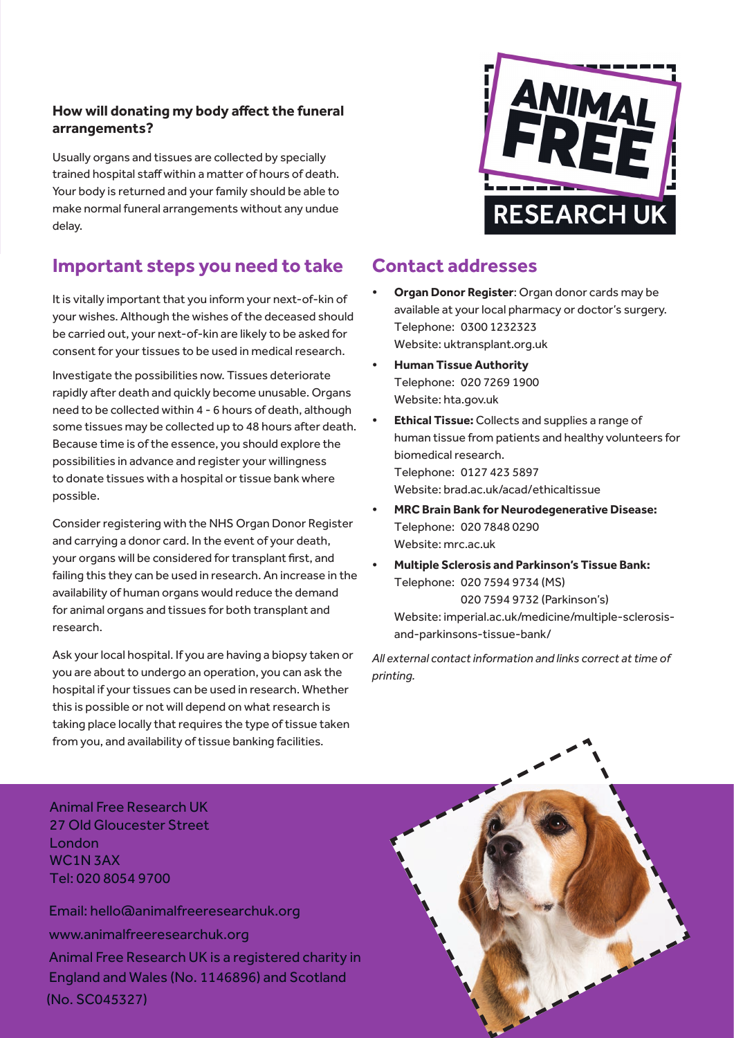### How will donating my body affect the funeral arrangements?

Usually organs and tissues are collected by specially trained hospital staff within a matter of hours of death. Your body is returned and your family should be able to make normal funeral arrangements without any undue delay.

## Important steps you need to take

It is vitally important that you inform your next-of-kin of your wishes. Although the wishes of the deceased should be carried out, your next-of-kin are likely to be asked for consent for your tissues to be used in medical research.

Investigate the possibilities now. Tissues deteriorate rapidly after death and quickly become unusable. Organs need to be collected within 4 - 6 hours of death, although some tissues may be collected up to 48 hours after death. Because time is of the essence, you should explore the possibilities in advance and register your willingness to donate tissues with a hospital or tissue bank where possible.

Consider registering with the NHS Organ Donor Register and carrying a donor card. In the event of your death, your organs will be considered for transplant first, and failing this they can be used in research. An increase in the availability of human organs would reduce the demand for animal organs and tissues for both transplant and research.

Ask your local hospital. If you are having a biopsy taken or you are about to undergo an operation, you can ask the hospital if your tissues can be used in research. Whether this is possible or not will depend on what research is taking place locally that requires the type of tissue taken from you, and availability of tissue banking facilities.

## Contact addresses

- **Organ Donor Register**: Organ donor cards may be available at your local pharmacy or doctor's surgery.
  Telephone: 0300 1232323
  Website: uktransplant.org.uk
- **Human Tissue Authority**
  Telephone: 020 7269 1900
  Website: hta.gov.uk
- **Ethical Tissue:** Collects and supplies a range of human tissue from patients and healthy volunteers for biomedical research.
  Telephone: 0127 423 5897
  Website: brad.ac.uk/acad/ethicaltissue
- **MRC Brain Bank for Neurodegenerative Disease:**
  Telephone: 020 7848 0290
  Website: mrc.ac.uk
- **Multiple Sclerosis and Parkinson's Tissue Bank:**
  Telephone: 020 7594 9734 (MS)
  020 7594 9732 (Parkinson's)
  Website: imperial.ac.uk/medicine/multiple-sclerosis-and-parkinsons-tissue-bank/

*All external contact information and links correct at time of printing.*

Animal Free Research UK
27 Old Gloucester Street
London
WC1N 3AX
Tel: 020 8054 9700

Email: hello@animalfreeresearchuk.org
www.animalfreeresearchuk.org
Animal Free Research UK is a registered charity in England and Wales (No. 1146896) and Scotland (No. SC045327)